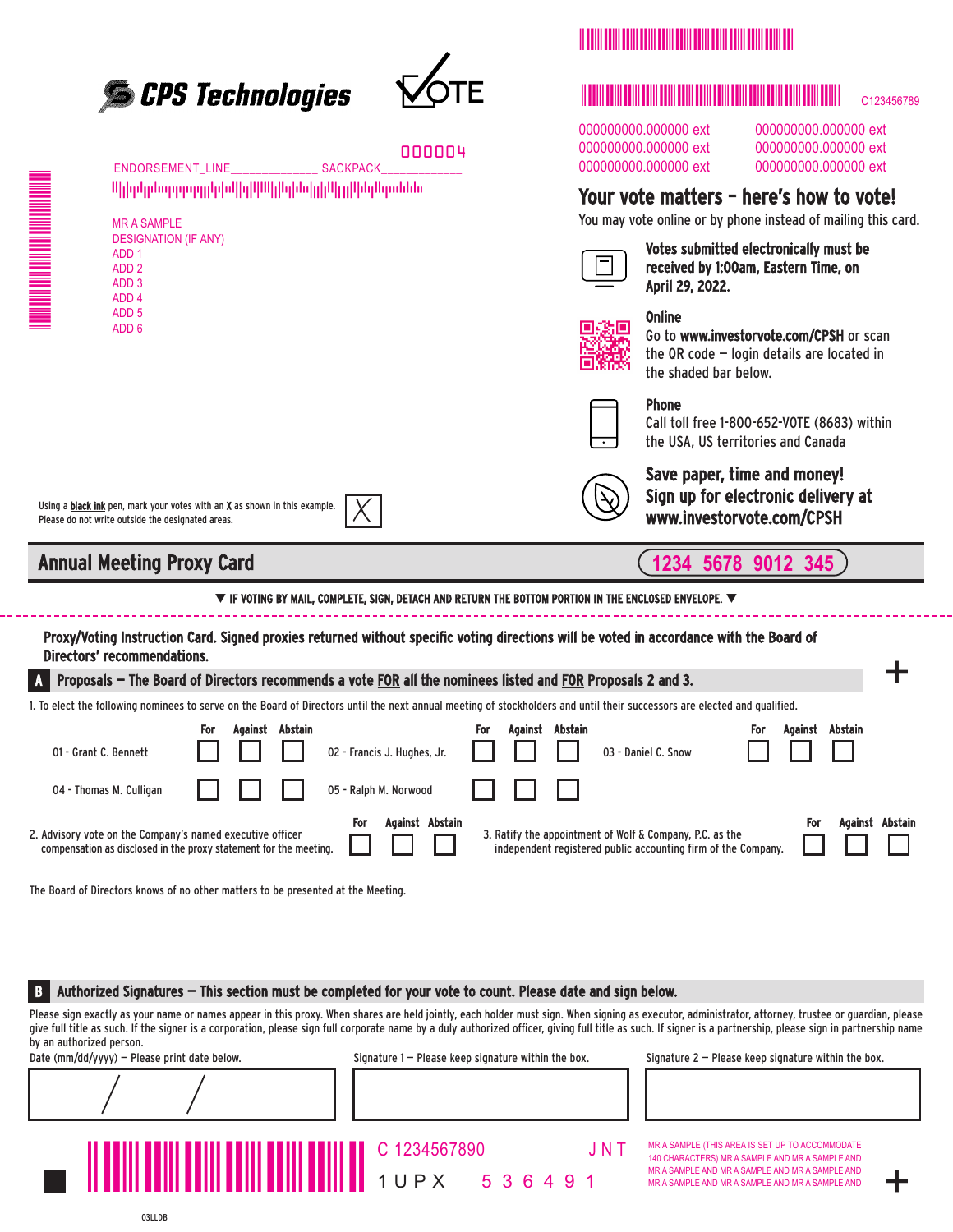**CPS Technologies** VOTE

C123456789

000004

ENDORSEMENT_LINE______________ SACKPACK_____________

MR A SAMPLE
DESIGNATION (IF ANY)
ADD 1
ADD 2
ADD 3
ADD 4
ADD 5
ADD 6

000000000.000000 ext 000000000.000000 ext
000000000.000000 ext 000000000.000000 ext
000000000.000000 ext 000000000.000000 ext

## Your vote matters – here's how to vote!

You may vote online or by phone instead of mailing this card.

**Votes submitted electronically must be received by 1:00am, Eastern Time, on April 29, 2022.**

**Online**
Go to **www.investorvote.com/CPSH** or scan the QR code — login details are located in the shaded bar below.

**Phone**
Call toll free 1-800-652-VOTE (8683) within the USA, US territories and Canada

**Save paper, time and money! Sign up for electronic delivery at www.investorvote.com/CPSH**

Using a **black ink** pen, mark your votes with an **X** as shown in this example. Please do not write outside the designated areas. ☒

## Annual Meeting Proxy Card

1234 5678 9012 345

▼ IF VOTING BY MAIL, COMPLETE, SIGN, DETACH AND RETURN THE BOTTOM PORTION IN THE ENCLOSED ENVELOPE. ▼

**Proxy/Voting Instruction Card. Signed proxies returned without specific voting directions will be voted in accordance with the Board of Directors' recommendations.**

### A Proposals — The Board of Directors recommends a vote FOR all the nominees listed and FOR Proposals 2 and 3.

1. To elect the following nominees to serve on the Board of Directors until the next annual meeting of stockholders and until their successors are elected and qualified.

| Nominee | For | Against | Abstain | Nominee | For | Against | Abstain | Nominee | For | Against | Abstain |
|---|---|---|---|---|---|---|---|---|---|---|---|
| 01 - Grant C. Bennett | ☐ | ☐ | ☐ | 02 - Francis J. Hughes, Jr. | ☐ | ☐ | ☐ | 03 - Daniel C. Snow | ☐ | ☐ | ☐ |
| 04 - Thomas M. Culligan | ☐ | ☐ | ☐ | 05 - Ralph M. Norwood | ☐ | ☐ | ☐ | | | | |

| Proposal | For | Against | Abstain |
|---|---|---|---|
| 2. Advisory vote on the Company's named executive officer compensation as disclosed in the proxy statement for the meeting. | ☐ | ☐ | ☐ |
| 3. Ratify the appointment of Wolf & Company, P.C. as the independent registered public accounting firm of the Company. | ☐ | ☐ | ☐ |

The Board of Directors knows of no other matters to be presented at the Meeting.

### B Authorized Signatures — This section must be completed for your vote to count. Please date and sign below.

Please sign exactly as your name or names appear in this proxy. When shares are held jointly, each holder must sign. When signing as executor, administrator, attorney, trustee or guardian, please give full title as such. If the signer is a corporation, please sign full corporate name by a duly authorized officer, giving full title as such. If signer is a partnership, please sign in partnership name by an authorized person.

| Date (mm/dd/yyyy) — Please print date below. | Signature 1 — Please keep signature within the box. | Signature 2 — Please keep signature within the box. |
|---|---|---|
| / / | | |

C 1234567890 JNT
1 U P X 5 3 6 4 9 1

MR A SAMPLE (THIS AREA IS SET UP TO ACCOMMODATE 140 CHARACTERS) MR A SAMPLE AND MR A SAMPLE AND MR A SAMPLE AND MR A SAMPLE AND MR A SAMPLE AND MR A SAMPLE AND MR A SAMPLE AND

03LLDB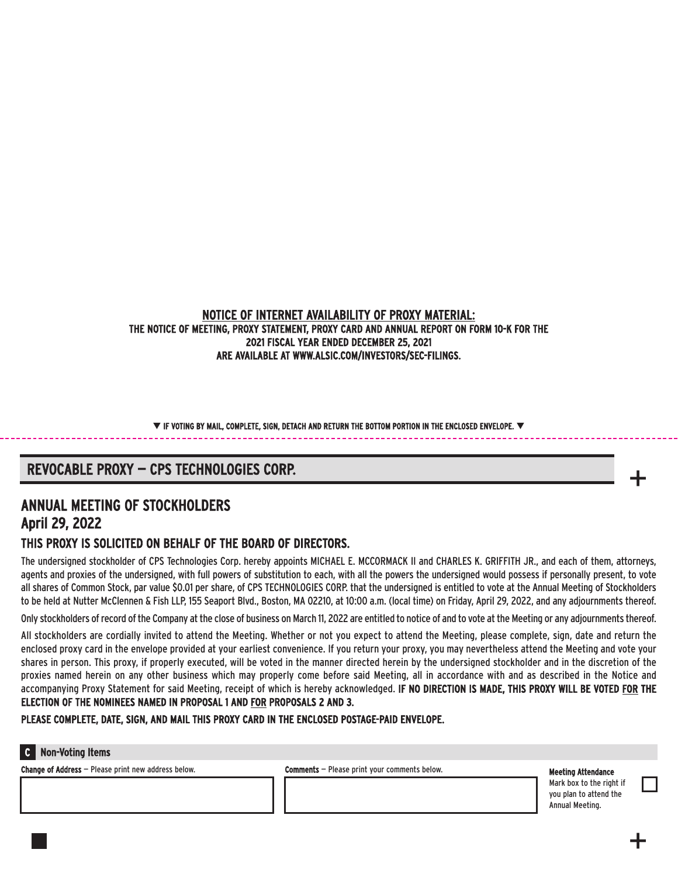**NOTICE OF INTERNET AVAILABILITY OF PROXY MATERIAL:**
**THE NOTICE OF MEETING, PROXY STATEMENT, PROXY CARD AND ANNUAL REPORT ON FORM 10-K FOR THE 2021 FISCAL YEAR ENDED DECEMBER 25, 2021 ARE AVAILABLE AT WWW.ALSIC.COM/INVESTORS/SEC-FILINGS.**

▼ IF VOTING BY MAIL, COMPLETE, SIGN, DETACH AND RETURN THE BOTTOM PORTION IN THE ENCLOSED ENVELOPE. ▼

## REVOCABLE PROXY — CPS TECHNOLOGIES CORP.

## ANNUAL MEETING OF STOCKHOLDERS
## April 29, 2022

### THIS PROXY IS SOLICITED ON BEHALF OF THE BOARD OF DIRECTORS.

The undersigned stockholder of CPS Technologies Corp. hereby appoints MICHAEL E. MCCORMACK II and CHARLES K. GRIFFITH JR., and each of them, attorneys, agents and proxies of the undersigned, with full powers of substitution to each, with all the powers the undersigned would possess if personally present, to vote all shares of Common Stock, par value $0.01 per share, of CPS TECHNOLOGIES CORP. that the undersigned is entitled to vote at the Annual Meeting of Stockholders to be held at Nutter McClennen & Fish LLP, 155 Seaport Blvd., Boston, MA 02210, at 10:00 a.m. (local time) on Friday, April 29, 2022, and any adjournments thereof.

Only stockholders of record of the Company at the close of business on March 11, 2022 are entitled to notice of and to vote at the Meeting or any adjournments thereof.

All stockholders are cordially invited to attend the Meeting. Whether or not you expect to attend the Meeting, please complete, sign, date and return the enclosed proxy card in the envelope provided at your earliest convenience. If you return your proxy, you may nevertheless attend the Meeting and vote your shares in person. This proxy, if properly executed, will be voted in the manner directed herein by the undersigned stockholder and in the discretion of the proxies named herein on any other business which may properly come before said Meeting, all in accordance with and as described in the Notice and accompanying Proxy Statement for said Meeting, receipt of which is hereby acknowledged. **IF NO DIRECTION IS MADE, THIS PROXY WILL BE VOTED FOR THE ELECTION OF THE NOMINEES NAMED IN PROPOSAL 1 AND FOR PROPOSALS 2 AND 3.**

**PLEASE COMPLETE, DATE, SIGN, AND MAIL THIS PROXY CARD IN THE ENCLOSED POSTAGE-PAID ENVELOPE.**

**C Non-Voting Items**

**Change of Address** — Please print new address below.

**Comments** — Please print your comments below.

**Meeting Attendance**
Mark box to the right if you plan to attend the Annual Meeting. ☐